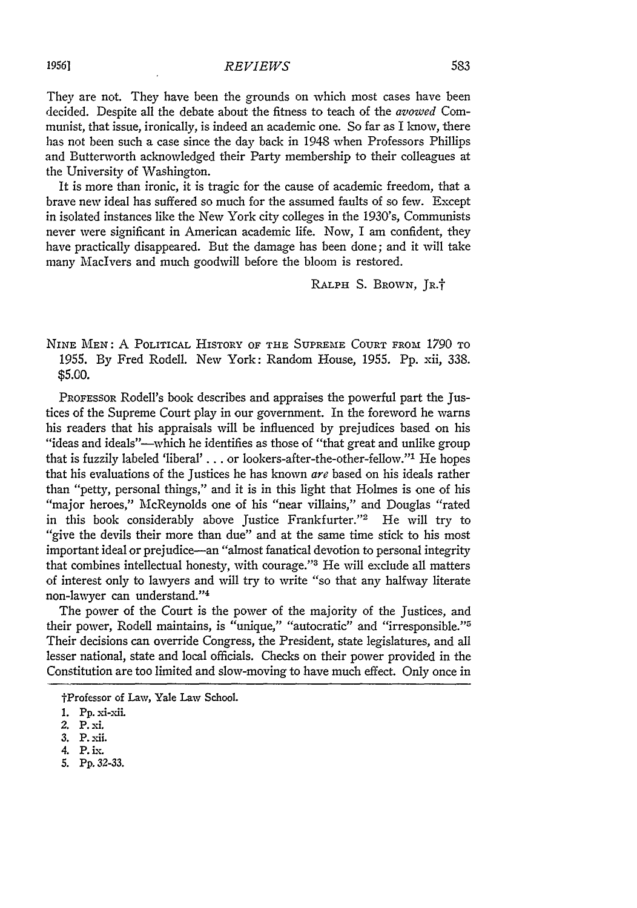They are not. They have been the grounds on which most cases have been decided. Despite all the debate about the fitness to teach of the *avowed* Communist, that issue, ironically, is indeed an academic one. So far as I know, there has not been such a case since the day back in 1948 when Professors Phillips and Butterworth acknowledged their Party membership to their colleagues at the University of Washington.

It is more than ironic, it is tragic for the cause of academic freedom, that a brave new ideal has suffered so much for the assumed faults of so few. Except in isolated instances like the New York city colleges in the 1930's, Communists never were significant in American academic life. Now, I am confident, they have practically disappeared. But the damage has been done; and it will take many MacIvers and much goodwill before the bloom is restored.

RALPH S. BROWN, JR.†

NINE MEN: A POLITICAL HISTORY OF THE SUPREME COURT FROM 1790 TO 1955. By Fred Rodell. New York: Random House, 1955. Pp. xii, 338. $5.00.

PROFESSOR Rodell's book describes and appraises the powerful part the Justices of the Supreme Court play in our government. In the foreword he warns his readers that his appraisals will be influenced by prejudices based on his "ideas and ideals"—which he identifies as those of "that great and unlike group that is fuzzily labeled 'liberal' . . . or lookers-after-the-other-fellow."[1] He hopes that his evaluations of the Justices he has known *are* based on his ideals rather than "petty, personal things," and it is in this light that Holmes is one of his "major heroes," McReynolds one of his "near villains," and Douglas "rated in this book considerably above Justice Frankfurter."[2] He will try to "give the devils their more than due" and at the same time stick to his most important ideal or prejudice—an "almost fanatical devotion to personal integrity that combines intellectual honesty, with courage."[3] He will exclude all matters of interest only to lawyers and will try to write "so that any halfway literate non-lawyer can understand."[4]

The power of the Court is the power of the majority of the Justices, and their power, Rodell maintains, is "unique," "autocratic" and "irresponsible."[5] Their decisions can override Congress, the President, state legislatures, and all lesser national, state and local officials. Checks on their power provided in the Constitution are too limited and slow-moving to have much effect. Only once in

†Professor of Law, Yale Law School.

1. Pp. xi-xii.
2. P. xi.
3. P. xii.
4. P. ix.
5. Pp. 32-33.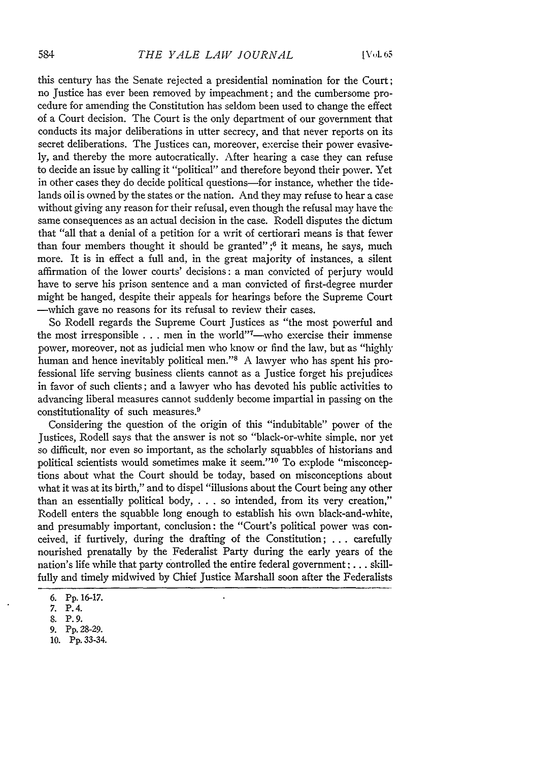this century has the Senate rejected a presidential nomination for the Court; no Justice has ever been removed by impeachment; and the cumbersome procedure for amending the Constitution has seldom been used to change the effect of a Court decision. The Court is the only department of our government that conducts its major deliberations in utter secrecy, and that never reports on its secret deliberations. The Justices can, moreover, exercise their power evasively, and thereby the more autocratically. After hearing a case they can refuse to decide an issue by calling it "political" and therefore beyond their power. Yet in other cases they do decide political questions—for instance, whether the tidelands oil is owned by the states or the nation. And they may refuse to hear a case without giving any reason for their refusal, even though the refusal may have the same consequences as an actual decision in the case. Rodell disputes the dictum that "all that a denial of a petition for a writ of certiorari means is that fewer than four members thought it should be granted";[6] it means, he says, much more. It is in effect a full and, in the great majority of instances, a silent affirmation of the lower courts' decisions: a man convicted of perjury would have to serve his prison sentence and a man convicted of first-degree murder might be hanged, despite their appeals for hearings before the Supreme Court—which gave no reasons for its refusal to review their cases.

So Rodell regards the Supreme Court Justices as "the most powerful and the most irresponsible . . . men in the world"[7]—who exercise their immense power, moreover, not as judicial men who know or find the law, but as "highly human and hence inevitably political men."[8] A lawyer who has spent his professional life serving business clients cannot as a Justice forget his prejudices in favor of such clients; and a lawyer who has devoted his public activities to advancing liberal measures cannot suddenly become impartial in passing on the constitutionality of such measures.[9]

Considering the question of the origin of this "indubitable" power of the Justices, Rodell says that the answer is not so "black-or-white simple, nor yet so difficult, nor even so important, as the scholarly squabbles of historians and political scientists would sometimes make it seem."[10] To explode "misconceptions about what the Court should be today, based on misconceptions about what it was at its birth," and to dispel "illusions about the Court being any other than an essentially political body, . . . so intended, from its very creation," Rodell enters the squabble long enough to establish his own black-and-white, and presumably important, conclusion: the "Court's political power was conceived, if furtively, during the drafting of the Constitution; . . . carefully nourished prenatally by the Federalist Party during the early years of the nation's life while that party controlled the entire federal government; . . . skillfully and timely midwived by Chief Justice Marshall soon after the Federalists

6. Pp. 16-17.
7. P. 4.
8. P. 9.
9. Pp. 28-29.
10. Pp. 33-34.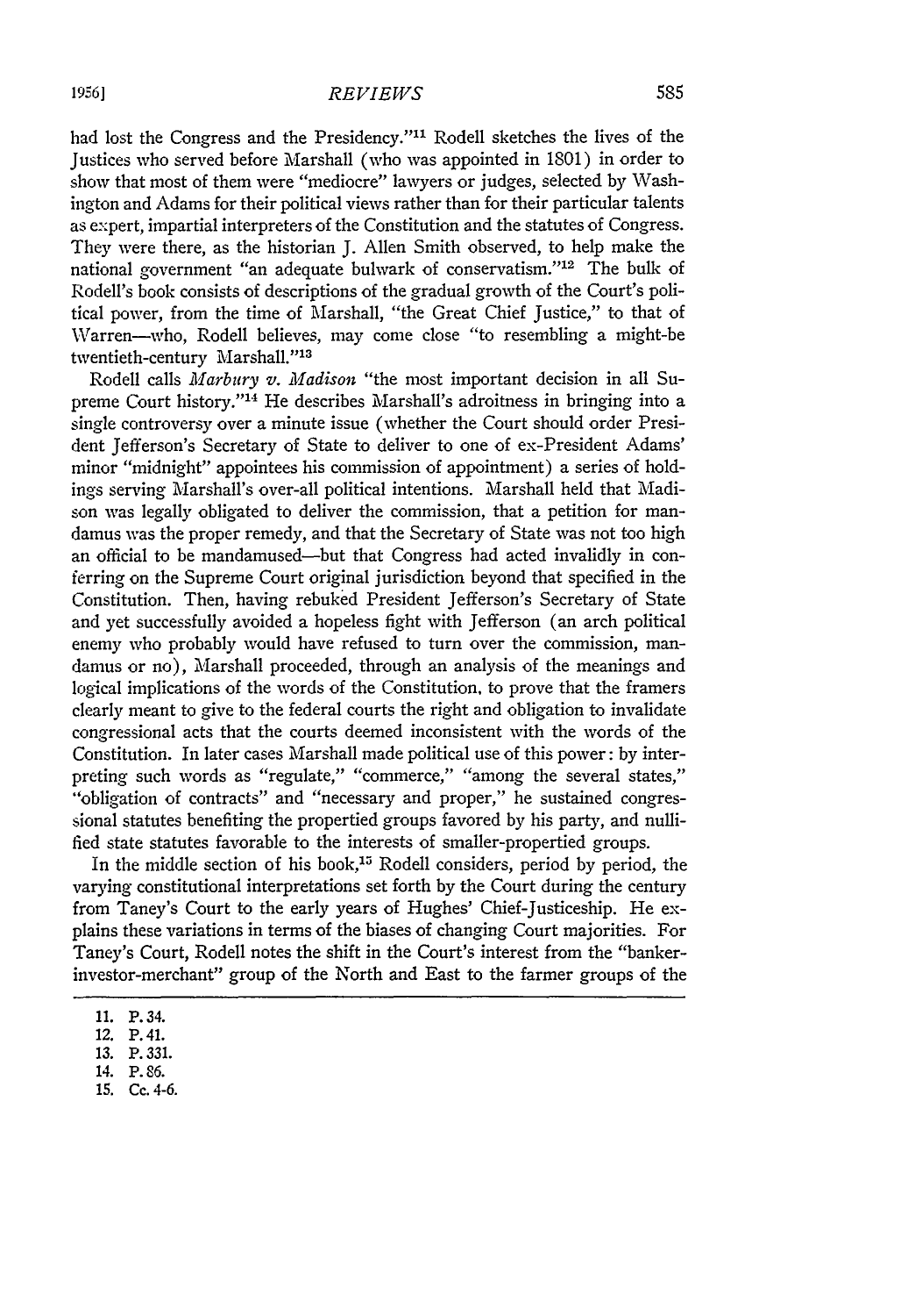had lost the Congress and the Presidency."[11] Rodell sketches the lives of the Justices who served before Marshall (who was appointed in 1801) in order to show that most of them were "mediocre" lawyers or judges, selected by Washington and Adams for their political views rather than for their particular talents as expert, impartial interpreters of the Constitution and the statutes of Congress. They were there, as the historian J. Allen Smith observed, to help make the national government "an adequate bulwark of conservatism."[12] The bulk of Rodell's book consists of descriptions of the gradual growth of the Court's political power, from the time of Marshall, "the Great Chief Justice," to that of Warren—who, Rodell believes, may come close "to resembling a might-be twentieth-century Marshall."[13]

Rodell calls *Marbury v. Madison* "the most important decision in all Supreme Court history."[14] He describes Marshall's adroitness in bringing into a single controversy over a minute issue (whether the Court should order President Jefferson's Secretary of State to deliver to one of ex-President Adams' minor "midnight" appointees his commission of appointment) a series of holdings serving Marshall's over-all political intentions. Marshall held that Madison was legally obligated to deliver the commission, that a petition for mandamus was the proper remedy, and that the Secretary of State was not too high an official to be mandamused—but that Congress had acted invalidly in conferring on the Supreme Court original jurisdiction beyond that specified in the Constitution. Then, having rebuked President Jefferson's Secretary of State and yet successfully avoided a hopeless fight with Jefferson (an arch political enemy who probably would have refused to turn over the commission, mandamus or no), Marshall proceeded, through an analysis of the meanings and logical implications of the words of the Constitution, to prove that the framers clearly meant to give to the federal courts the right and obligation to invalidate congressional acts that the courts deemed inconsistent with the words of the Constitution. In later cases Marshall made political use of this power: by interpreting such words as "regulate," "commerce," "among the several states," "obligation of contracts" and "necessary and proper," he sustained congressional statutes benefiting the propertied groups favored by his party, and nullified state statutes favorable to the interests of smaller-propertied groups.

In the middle section of his book,[15] Rodell considers, period by period, the varying constitutional interpretations set forth by the Court during the century from Taney's Court to the early years of Hughes' Chief-Justiceship. He explains these variations in terms of the biases of changing Court majorities. For Taney's Court, Rodell notes the shift in the Court's interest from the "banker-investor-merchant" group of the North and East to the farmer groups of the

---

11. P. 34.
12. P. 41.
13. P. 331.
14. P. 86.
15. Cc. 4-6.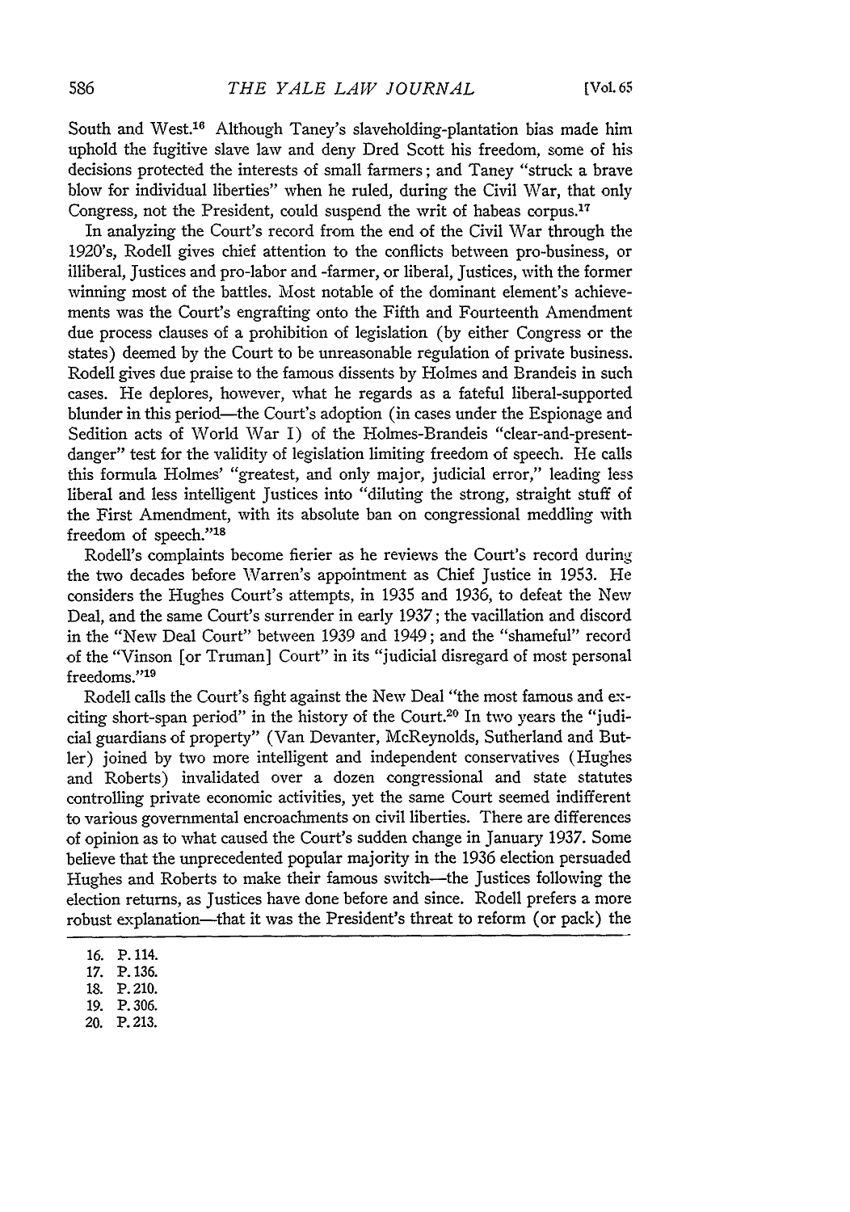South and West.[16] Although Taney's slaveholding-plantation bias made him uphold the fugitive slave law and deny Dred Scott his freedom, some of his decisions protected the interests of small farmers; and Taney "struck a brave blow for individual liberties" when he ruled, during the Civil War, that only Congress, not the President, could suspend the writ of habeas corpus.[17]

In analyzing the Court's record from the end of the Civil War through the 1920's, Rodell gives chief attention to the conflicts between pro-business, or illiberal, Justices and pro-labor and -farmer, or liberal, Justices, with the former winning most of the battles. Most notable of the dominant element's achievements was the Court's engrafting onto the Fifth and Fourteenth Amendment due process clauses of a prohibition of legislation (by either Congress or the states) deemed by the Court to be unreasonable regulation of private business. Rodell gives due praise to the famous dissents by Holmes and Brandeis in such cases. He deplores, however, what he regards as a fateful liberal-supported blunder in this period—the Court's adoption (in cases under the Espionage and Sedition acts of World War I) of the Holmes-Brandeis "clear-and-present-danger" test for the validity of legislation limiting freedom of speech. He calls this formula Holmes' "greatest, and only major, judicial error," leading less liberal and less intelligent Justices into "diluting the strong, straight stuff of the First Amendment, with its absolute ban on congressional meddling with freedom of speech."[18]

Rodell's complaints become fierier as he reviews the Court's record during the two decades before Warren's appointment as Chief Justice in 1953. He considers the Hughes Court's attempts, in 1935 and 1936, to defeat the New Deal, and the same Court's surrender in early 1937; the vacillation and discord in the "New Deal Court" between 1939 and 1949; and the "shameful" record of the "Vinson [or Truman] Court" in its "judicial disregard of most personal freedoms."[19]

Rodell calls the Court's fight against the New Deal "the most famous and exciting short-span period" in the history of the Court.[20] In two years the "judicial guardians of property" (Van Devanter, McReynolds, Sutherland and Butler) joined by two more intelligent and independent conservatives (Hughes and Roberts) invalidated over a dozen congressional and state statutes controlling private economic activities, yet the same Court seemed indifferent to various governmental encroachments on civil liberties. There are differences of opinion as to what caused the Court's sudden change in January 1937. Some believe that the unprecedented popular majority in the 1936 election persuaded Hughes and Roberts to make their famous switch—the Justices following the election returns, as Justices have done before and since. Rodell prefers a more robust explanation—that it was the President's threat to reform (or pack) the

16. P. 114.
17. P. 136.
18. P. 210.
19. P. 306.
20. P. 213.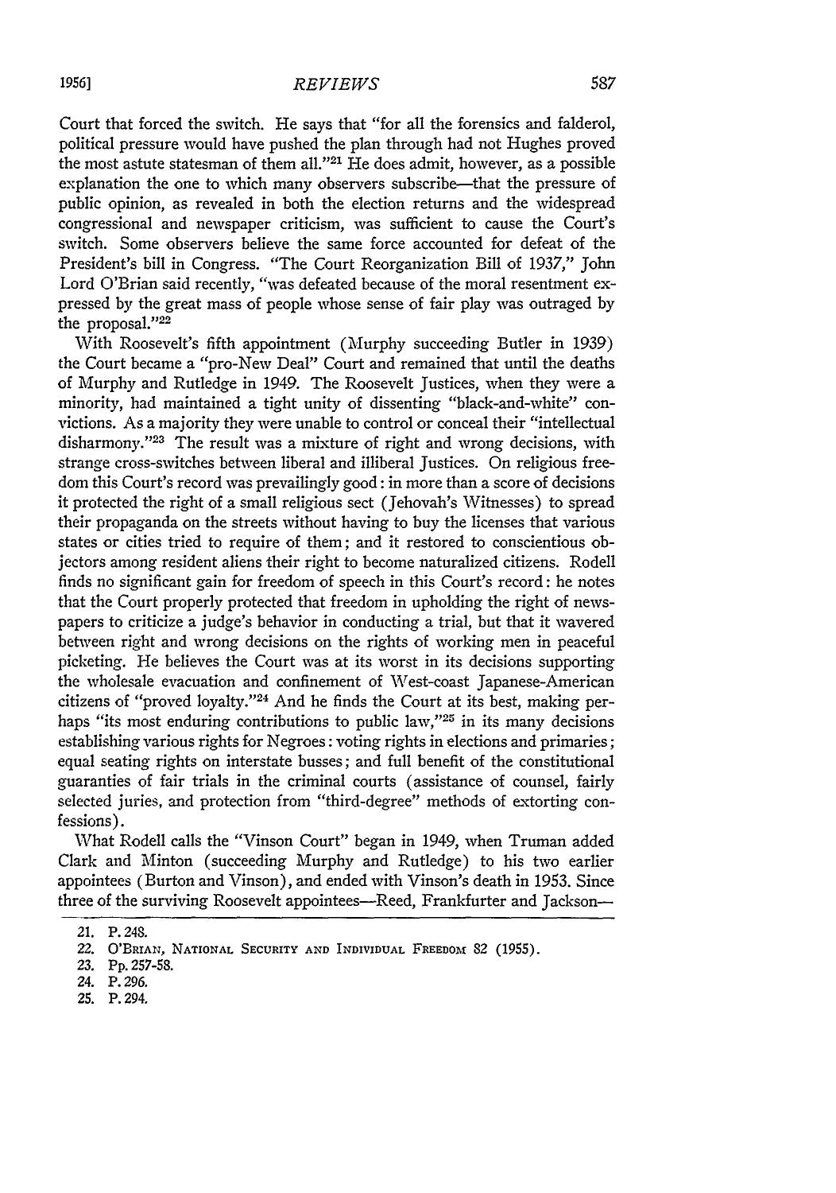Court that forced the switch. He says that "for all the forensics and falderol, political pressure would have pushed the plan through had not Hughes proved the most astute statesman of them all."[21] He does admit, however, as a possible explanation the one to which many observers subscribe—that the pressure of public opinion, as revealed in both the election returns and the widespread congressional and newspaper criticism, was sufficient to cause the Court's switch. Some observers believe the same force accounted for defeat of the President's bill in Congress. "The Court Reorganization Bill of 1937," John Lord O'Brian said recently, "was defeated because of the moral resentment expressed by the great mass of people whose sense of fair play was outraged by the proposal."[22]

With Roosevelt's fifth appointment (Murphy succeeding Butler in 1939) the Court became a "pro-New Deal" Court and remained that until the deaths of Murphy and Rutledge in 1949. The Roosevelt Justices, when they were a minority, had maintained a tight unity of dissenting "black-and-white" convictions. As a majority they were unable to control or conceal their "intellectual disharmony."[23] The result was a mixture of right and wrong decisions, with strange cross-switches between liberal and illiberal Justices. On religious freedom this Court's record was prevailingly good: in more than a score of decisions it protected the right of a small religious sect (Jehovah's Witnesses) to spread their propaganda on the streets without having to buy the licenses that various states or cities tried to require of them; and it restored to conscientious objectors among resident aliens their right to become naturalized citizens. Rodell finds no significant gain for freedom of speech in this Court's record: he notes that the Court properly protected that freedom in upholding the right of newspapers to criticize a judge's behavior in conducting a trial, but that it wavered between right and wrong decisions on the rights of working men in peaceful picketing. He believes the Court was at its worst in its decisions supporting the wholesale evacuation and confinement of West-coast Japanese-American citizens of "proved loyalty."[24] And he finds the Court at its best, making perhaps "its most enduring contributions to public law,"[25] in its many decisions establishing various rights for Negroes: voting rights in elections and primaries; equal seating rights on interstate busses; and full benefit of the constitutional guaranties of fair trials in the criminal courts (assistance of counsel, fairly selected juries, and protection from "third-degree" methods of extorting confessions).

What Rodell calls the "Vinson Court" began in 1949, when Truman added Clark and Minton (succeeding Murphy and Rutledge) to his two earlier appointees (Burton and Vinson), and ended with Vinson's death in 1953. Since three of the surviving Roosevelt appointees—Reed, Frankfurter and Jackson—

21. P. 248.

22. O'Brian, National Security and Individual Freedom 82 (1955).

23. Pp. 257-58.

24. P. 296.

25. P. 294.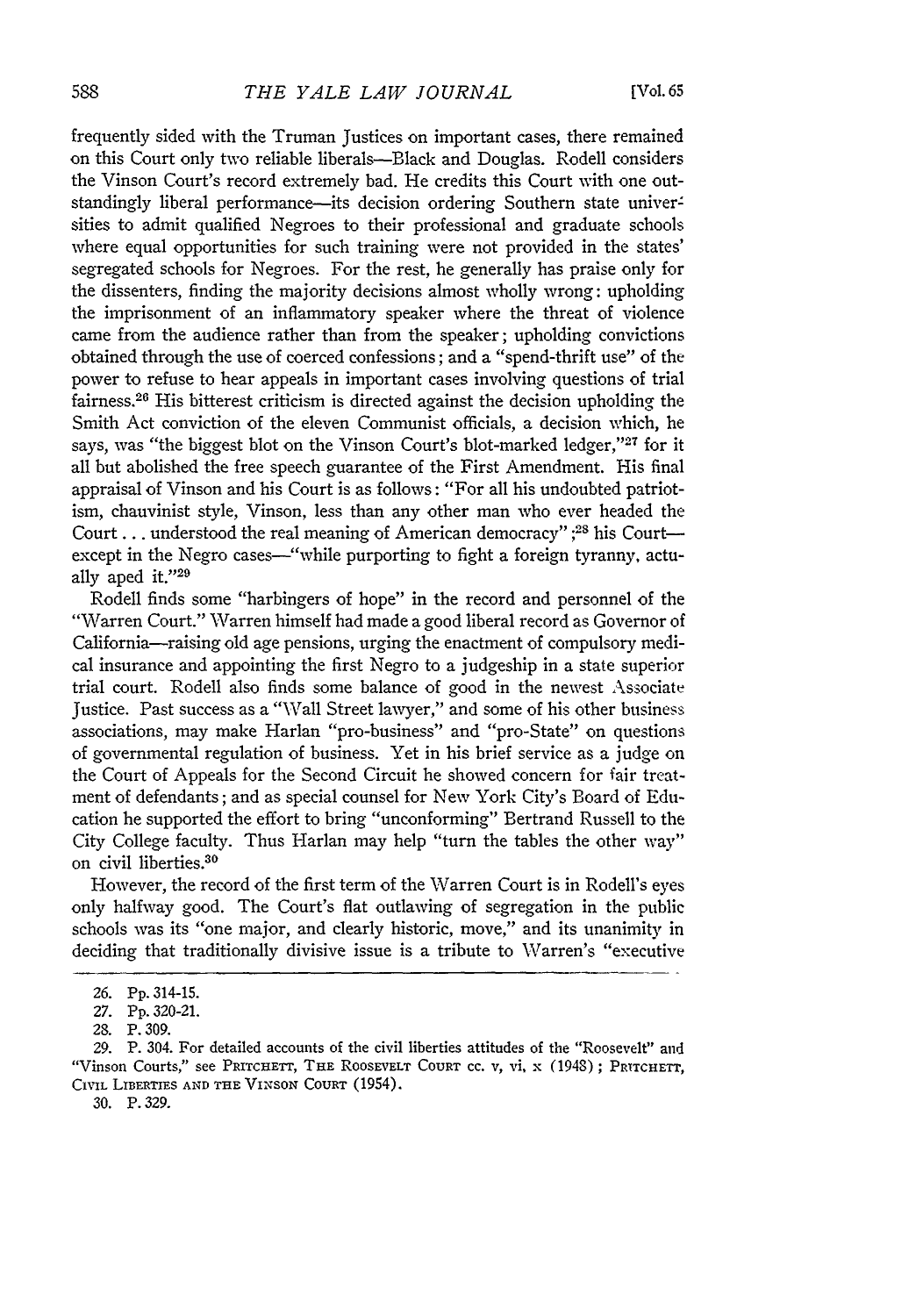frequently sided with the Truman Justices on important cases, there remained on this Court only two reliable liberals—Black and Douglas. Rodell considers the Vinson Court's record extremely bad. He credits this Court with one outstandingly liberal performance—its decision ordering Southern state universities to admit qualified Negroes to their professional and graduate schools where equal opportunities for such training were not provided in the states' segregated schools for Negroes. For the rest, he generally has praise only for the dissenters, finding the majority decisions almost wholly wrong: upholding the imprisonment of an inflammatory speaker where the threat of violence came from the audience rather than from the speaker; upholding convictions obtained through the use of coerced confessions; and a "spend-thrift use" of the power to refuse to hear appeals in important cases involving questions of trial fairness.[26] His bitterest criticism is directed against the decision upholding the Smith Act conviction of the eleven Communist officials, a decision which, he says, was "the biggest blot on the Vinson Court's blot-marked ledger,"[27] for it all but abolished the free speech guarantee of the First Amendment. His final appraisal of Vinson and his Court is as follows: "For all his undoubted patriotism, chauvinist style, Vinson, less than any other man who ever headed the Court . . . understood the real meaning of American democracy";[28] his Court—except in the Negro cases—"while purporting to fight a foreign tyranny, actually aped it."[29]

Rodell finds some "harbingers of hope" in the record and personnel of the "Warren Court." Warren himself had made a good liberal record as Governor of California—raising old age pensions, urging the enactment of compulsory medical insurance and appointing the first Negro to a judgeship in a state superior trial court. Rodell also finds some balance of good in the newest Associate Justice. Past success as a "Wall Street lawyer," and some of his other business associations, may make Harlan "pro-business" and "pro-State" on questions of governmental regulation of business. Yet in his brief service as a judge on the Court of Appeals for the Second Circuit he showed concern for fair treatment of defendants; and as special counsel for New York City's Board of Education he supported the effort to bring "unconforming" Bertrand Russell to the City College faculty. Thus Harlan may help "turn the tables the other way" on civil liberties.[30]

However, the record of the first term of the Warren Court is in Rodell's eyes only halfway good. The Court's flat outlawing of segregation in the public schools was its "one major, and clearly historic, move," and its unanimity in deciding that traditionally divisive issue is a tribute to Warren's "executive

---

26. Pp. 314-15.

27. Pp. 320-21.

28. P. 309.

29. P. 304. For detailed accounts of the civil liberties attitudes of the "Roosevelt" and "Vinson Courts," see PRITCHETT, THE ROOSEVELT COURT cc. v, vi, x (1948); PRITCHETT, CIVIL LIBERTIES AND THE VINSON COURT (1954).

30. P. 329.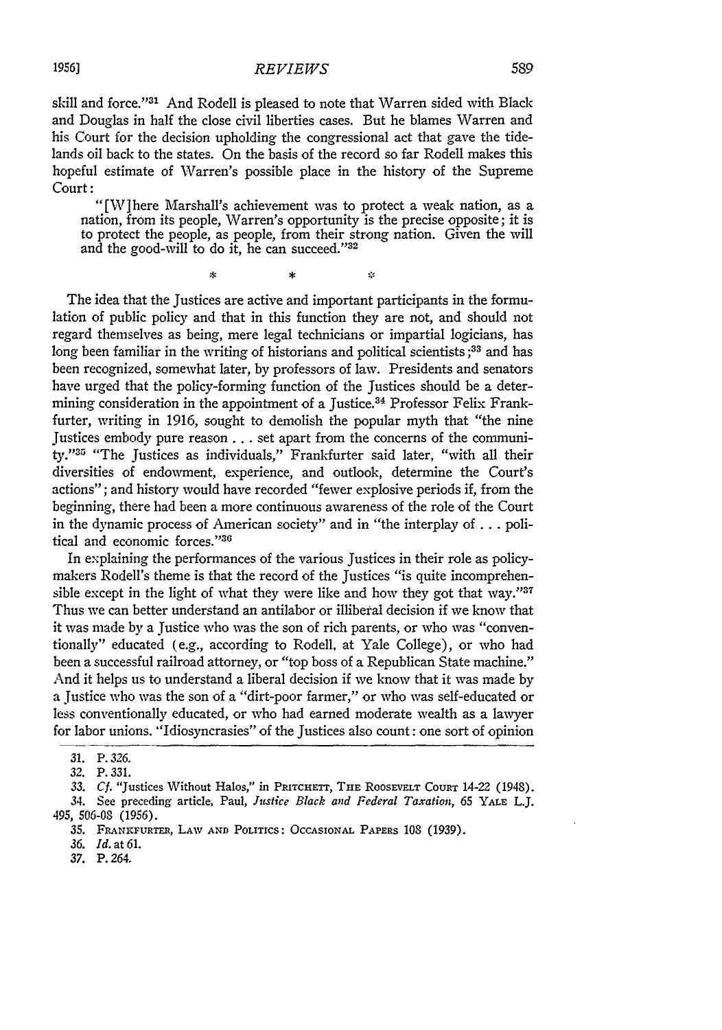skill and force."[31] And Rodell is pleased to note that Warren sided with Black and Douglas in half the close civil liberties cases. But he blames Warren and his Court for the decision upholding the congressional act that gave the tidelands oil back to the states. On the basis of the record so far Rodell makes this hopeful estimate of Warren's possible place in the history of the Supreme Court:

> "[W]here Marshall's achievement was to protect a weak nation, as a nation, from its people, Warren's opportunity is the precise opposite; it is to protect the people, as people, from their strong nation. Given the will and the good-will to do it, he can succeed."[32]

\* \* \*

The idea that the Justices are active and important participants in the formulation of public policy and that in this function they are not, and should not regard themselves as being, mere legal technicians or impartial logicians, has long been familiar in the writing of historians and political scientists;[33] and has been recognized, somewhat later, by professors of law. Presidents and senators have urged that the policy-forming function of the Justices should be a determining consideration in the appointment of a Justice.[34] Professor Felix Frankfurter, writing in 1916, sought to demolish the popular myth that "the nine Justices embody pure reason . . . set apart from the concerns of the community."[35] "The Justices as individuals," Frankfurter said later, "with all their diversities of endowment, experience, and outlook, determine the Court's actions"; and history would have recorded "fewer explosive periods if, from the beginning, there had been a more continuous awareness of the role of the Court in the dynamic process of American society" and in "the interplay of . . . political and economic forces."[36]

In explaining the performances of the various Justices in their role as policymakers Rodell's theme is that the record of the Justices "is quite incomprehensible except in the light of what they were like and how they got that way."[37] Thus we can better understand an antilabor or illiberal decision if we know that it was made by a Justice who was the son of rich parents, or who was "conventionally" educated (e.g., according to Rodell, at Yale College), or who had been a successful railroad attorney, or "top boss of a Republican State machine." And it helps us to understand a liberal decision if we know that it was made by a Justice who was the son of a "dirt-poor farmer," or who was self-educated or less conventionally educated, or who had earned moderate wealth as a lawyer for labor unions. "Idiosyncrasies" of the Justices also count: one sort of opinion

---

31. P. 326.

32. P. 331.

33. *Cf.* "Justices Without Halos," in PRITCHETT, THE ROOSEVELT COURT 14-22 (1948).

34. See preceding article, Paul, *Justice Black and Federal Taxation*, 65 YALE L.J. 495, 506-08 (1956).

35. FRANKFURTER, LAW AND POLITICS: OCCASIONAL PAPERS 108 (1939).

36. *Id.* at 61.

37. P. 264.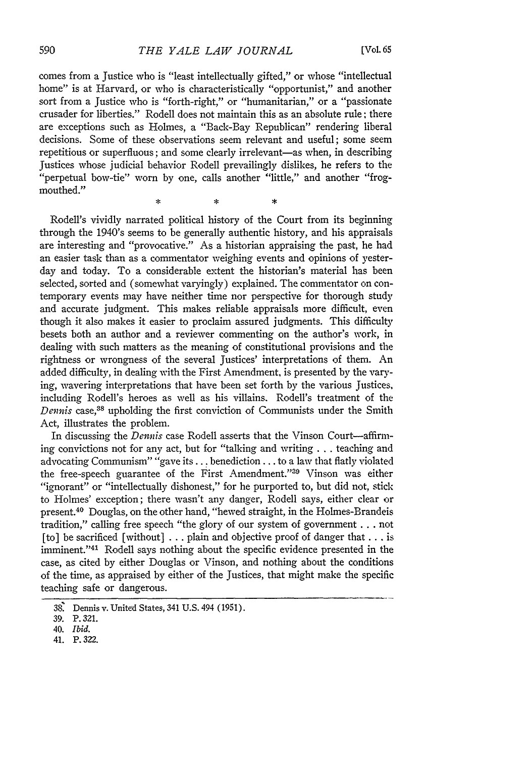comes from a Justice who is "least intellectually gifted," or whose "intellectual home" is at Harvard, or who is characteristically "opportunist," and another sort from a Justice who is "forth-right," or "humanitarian," or a "passionate crusader for liberties." Rodell does not maintain this as an absolute rule; there are exceptions such as Holmes, a "Back-Bay Republican" rendering liberal decisions. Some of these observations seem relevant and useful; some seem repetitious or superfluous; and some clearly irrelevant—as when, in describing Justices whose judicial behavior Rodell prevailingly dislikes, he refers to the "perpetual bow-tie" worn by one, calls another "little," and another "frog-mouthed."

\* \* \*

Rodell's vividly narrated political history of the Court from its beginning through the 1940's seems to be generally authentic history, and his appraisals are interesting and "provocative." As a historian appraising the past, he had an easier task than as a commentator weighing events and opinions of yesterday and today. To a considerable extent the historian's material has been selected, sorted and (somewhat varyingly) explained. The commentator on contemporary events may have neither time nor perspective for thorough study and accurate judgment. This makes reliable appraisals more difficult, even though it also makes it easier to proclaim assured judgments. This difficulty besets both an author and a reviewer commenting on the author's work, in dealing with such matters as the meaning of constitutional provisions and the rightness or wrongness of the several Justices' interpretations of them. An added difficulty, in dealing with the First Amendment, is presented by the varying, wavering interpretations that have been set forth by the various Justices, including Rodell's heroes as well as his villains. Rodell's treatment of the *Dennis* case,[38] upholding the first conviction of Communists under the Smith Act, illustrates the problem.

In discussing the *Dennis* case Rodell asserts that the Vinson Court—affirming convictions not for any act, but for "talking and writing . . . teaching and advocating Communism" "gave its . . . benediction . . . to a law that flatly violated the free-speech guarantee of the First Amendment."[39] Vinson was either "ignorant" or "intellectually dishonest," for he purported to, but did not, stick to Holmes' exception; there wasn't any danger, Rodell says, either clear or present.[40] Douglas, on the other hand, "hewed straight, in the Holmes-Brandeis tradition," calling free speech "the glory of our system of government . . . not [to] be sacrificed [without] . . . plain and objective proof of danger that . . . is imminent."[41] Rodell says nothing about the specific evidence presented in the case, as cited by either Douglas or Vinson, and nothing about the conditions of the time, as appraised by either of the Justices, that might make the specific teaching safe or dangerous.

---

38. Dennis v. United States, 341 U.S. 494 (1951).

39. P. 321.

40. *Ibid.*

41. P. 322.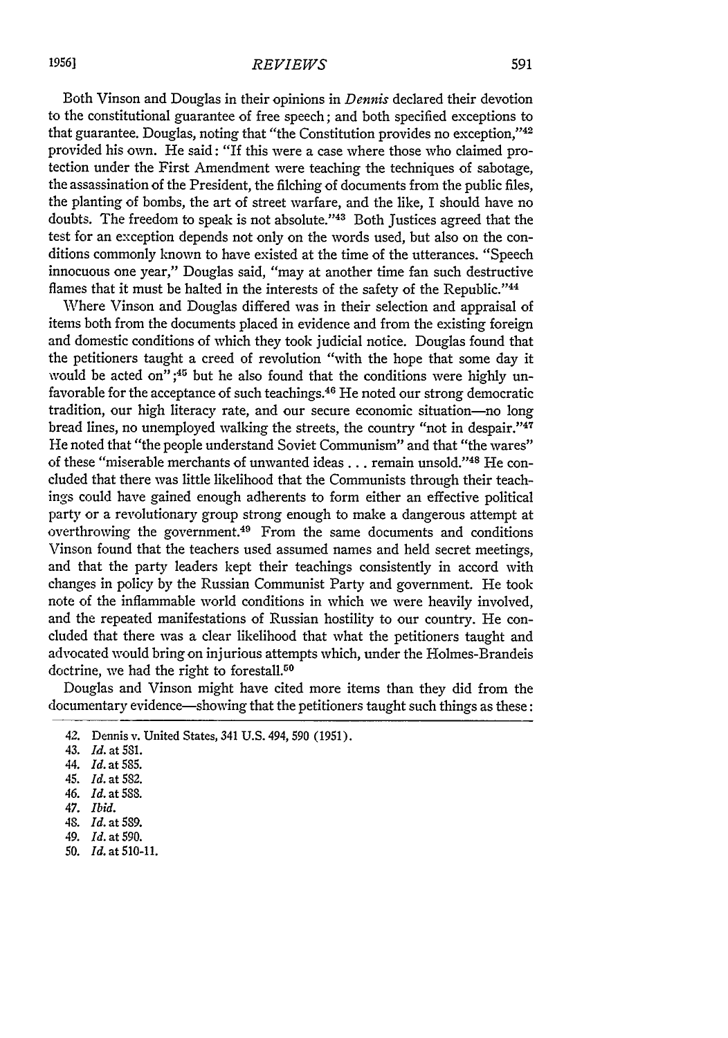Both Vinson and Douglas in their opinions in *Dennis* declared their devotion to the constitutional guarantee of free speech; and both specified exceptions to that guarantee. Douglas, noting that "the Constitution provides no exception,"[42] provided his own. He said: "If this were a case where those who claimed protection under the First Amendment were teaching the techniques of sabotage, the assassination of the President, the filching of documents from the public files, the planting of bombs, the art of street warfare, and the like, I should have no doubts. The freedom to speak is not absolute."[43] Both Justices agreed that the test for an exception depends not only on the words used, but also on the conditions commonly known to have existed at the time of the utterances. "Speech innocuous one year," Douglas said, "may at another time fan such destructive flames that it must be halted in the interests of the safety of the Republic."[44]

Where Vinson and Douglas differed was in their selection and appraisal of items both from the documents placed in evidence and from the existing foreign and domestic conditions of which they took judicial notice. Douglas found that the petitioners taught a creed of revolution "with the hope that some day it would be acted on";[45] but he also found that the conditions were highly unfavorable for the acceptance of such teachings.[46] He noted our strong democratic tradition, our high literacy rate, and our secure economic situation—no long bread lines, no unemployed walking the streets, the country "not in despair."[47] He noted that "the people understand Soviet Communism" and that "the wares" of these "miserable merchants of unwanted ideas . . . remain unsold."[48] He concluded that there was little likelihood that the Communists through their teachings could have gained enough adherents to form either an effective political party or a revolutionary group strong enough to make a dangerous attempt at overthrowing the government.[49] From the same documents and conditions Vinson found that the teachers used assumed names and held secret meetings, and that the party leaders kept their teachings consistently in accord with changes in policy by the Russian Communist Party and government. He took note of the inflammable world conditions in which we were heavily involved, and the repeated manifestations of Russian hostility to our country. He concluded that there was a clear likelihood that what the petitioners taught and advocated would bring on injurious attempts which, under the Holmes-Brandeis doctrine, we had the right to forestall.[50]

Douglas and Vinson might have cited more items than they did from the documentary evidence—showing that the petitioners taught such things as these:

42. Dennis v. United States, 341 U.S. 494, 590 (1951).
43. *Id.* at 581.
44. *Id.* at 585.
45. *Id.* at 582.
46. *Id.* at 588.
47. *Ibid.*
48. *Id.* at 589.
49. *Id.* at 590.
50. *Id.* at 510-11.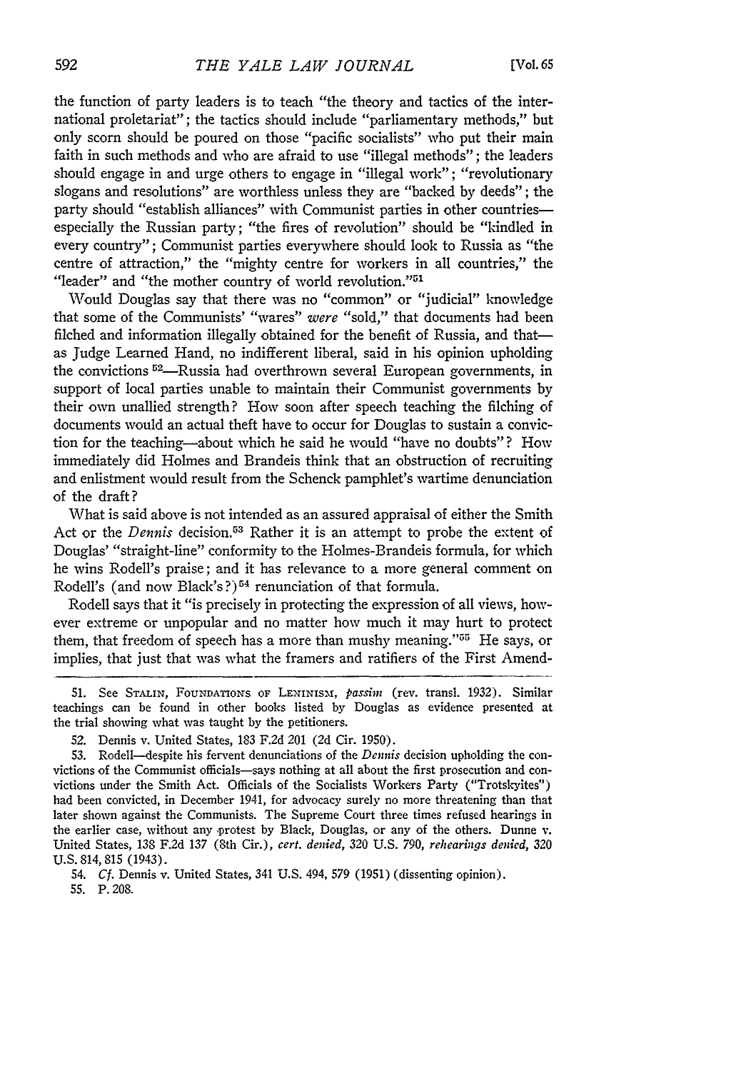the function of party leaders is to teach "the theory and tactics of the international proletariat"; the tactics should include "parliamentary methods," but only scorn should be poured on those "pacific socialists" who put their main faith in such methods and who are afraid to use "illegal methods"; the leaders should engage in and urge others to engage in "illegal work"; "revolutionary slogans and resolutions" are worthless unless they are "backed by deeds"; the party should "establish alliances" with Communist parties in other countries—especially the Russian party; "the fires of revolution" should be "kindled in every country"; Communist parties everywhere should look to Russia as "the centre of attraction," the "mighty centre for workers in all countries," the "leader" and "the mother country of world revolution."[51]

Would Douglas say that there was no "common" or "judicial" knowledge that some of the Communists' "wares" *were* "sold," that documents had been filched and information illegally obtained for the benefit of Russia, and that—as Judge Learned Hand, no indifferent liberal, said in his opinion upholding the convictions [52]—Russia had overthrown several European governments, in support of local parties unable to maintain their Communist governments by their own unallied strength? How soon after speech teaching the filching of documents would an actual theft have to occur for Douglas to sustain a conviction for the teaching—about which he said he would "have no doubts"? How immediately did Holmes and Brandeis think that an obstruction of recruiting and enlistment would result from the Schenck pamphlet's wartime denunciation of the draft?

What is said above is not intended as an assured appraisal of either the Smith Act or the *Dennis* decision.[53] Rather it is an attempt to probe the extent of Douglas' "straight-line" conformity to the Holmes-Brandeis formula, for which he wins Rodell's praise; and it has relevance to a more general comment on Rodell's (and now Black's?)[54] renunciation of that formula.

Rodell says that it "is precisely in protecting the expression of all views, however extreme or unpopular and no matter how much it may hurt to protect them, that freedom of speech has a more than mushy meaning."[55] He says, or implies, that just that was what the framers and ratifiers of the First Amend-

---

51. See STALIN, FOUNDATIONS OF LENINISM, *passim* (rev. transl. 1932). Similar teachings can be found in other books listed by Douglas as evidence presented at the trial showing what was taught by the petitioners.

52. Dennis v. United States, 183 F.2d 201 (2d Cir. 1950).

53. Rodell—despite his fervent denunciations of the *Dennis* decision upholding the convictions of the Communist officials—says nothing at all about the first prosecution and convictions under the Smith Act. Officials of the Socialists Workers Party ("Trotskyites") had been convicted, in December 1941, for advocacy surely no more threatening than that later shown against the Communists. The Supreme Court three times refused hearings in the earlier case, without any protest by Black, Douglas, or any of the others. Dunne v. United States, 138 F.2d 137 (8th Cir.), *cert. denied*, 320 U.S. 790, *rehearings denied*, 320 U.S. 814, 815 (1943).

54. *Cf.* Dennis v. United States, 341 U.S. 494, 579 (1951) (dissenting opinion).

55. P. 208.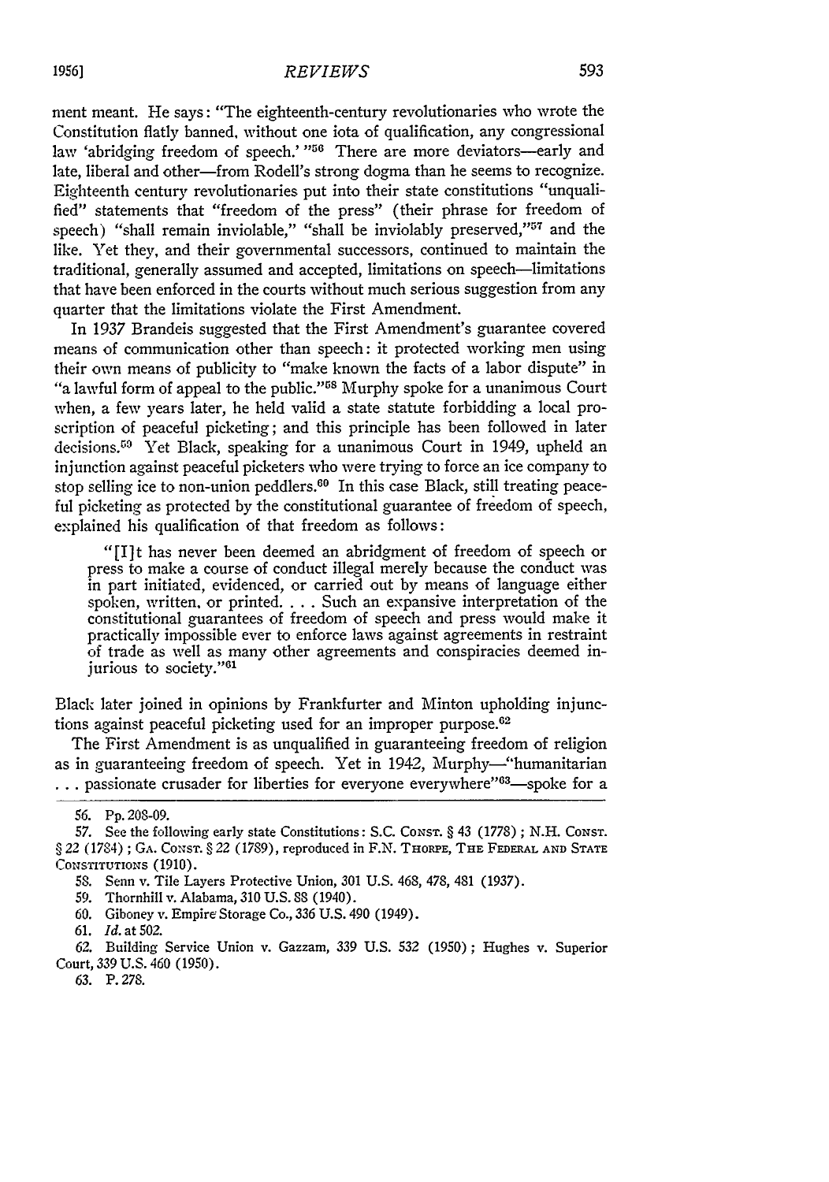ment meant. He says: "The eighteenth-century revolutionaries who wrote the Constitution flatly banned, without one iota of qualification, any congressional law 'abridging freedom of speech.'"[56] There are more deviators—early and late, liberal and other—from Rodell's strong dogma than he seems to recognize. Eighteenth century revolutionaries put into their state constitutions "unqualified" statements that "freedom of the press" (their phrase for freedom of speech) "shall remain inviolable," "shall be inviolably preserved,"[57] and the like. Yet they, and their governmental successors, continued to maintain the traditional, generally assumed and accepted, limitations on speech—limitations that have been enforced in the courts without much serious suggestion from any quarter that the limitations violate the First Amendment.

In 1937 Brandeis suggested that the First Amendment's guarantee covered means of communication other than speech: it protected working men using their own means of publicity to "make known the facts of a labor dispute" in "a lawful form of appeal to the public."[58] Murphy spoke for a unanimous Court when, a few years later, he held valid a state statute forbidding a local proscription of peaceful picketing; and this principle has been followed in later decisions.[59] Yet Black, speaking for a unanimous Court in 1949, upheld an injunction against peaceful picketers who were trying to force an ice company to stop selling ice to non-union peddlers.[60] In this case Black, still treating peaceful picketing as protected by the constitutional guarantee of freedom of speech, explained his qualification of that freedom as follows:

> "[I]t has never been deemed an abridgment of freedom of speech or press to make a course of conduct illegal merely because the conduct was in part initiated, evidenced, or carried out by means of language either spoken, written, or printed. . . . Such an expansive interpretation of the constitutional guarantees of freedom of speech and press would make it practically impossible ever to enforce laws against agreements in restraint of trade as well as many other agreements and conspiracies deemed injurious to society."[61]

Black later joined in opinions by Frankfurter and Minton upholding injunctions against peaceful picketing used for an improper purpose.[62]

The First Amendment is as unqualified in guaranteeing freedom of religion as in guaranteeing freedom of speech. Yet in 1942, Murphy—"humanitarian . . . passionate crusader for liberties for everyone everywhere"[63]—spoke for a

---

56. Pp. 208-09.

57. See the following early state Constitutions: S.C. CONST. § 43 (1778); N.H. CONST. § 22 (1784); GA. CONST. § 22 (1789), reproduced in F.N. THORPE, THE FEDERAL AND STATE CONSTITUTIONS (1910).

58. Senn v. Tile Layers Protective Union, 301 U.S. 468, 478, 481 (1937).

59. Thornhill v. Alabama, 310 U.S. 88 (1940).

60. Giboney v. Empire Storage Co., 336 U.S. 490 (1949).

61. *Id.* at 502.

62. Building Service Union v. Gazzam, 339 U.S. 532 (1950); Hughes v. Superior Court, 339 U.S. 460 (1950).

63. P. 278.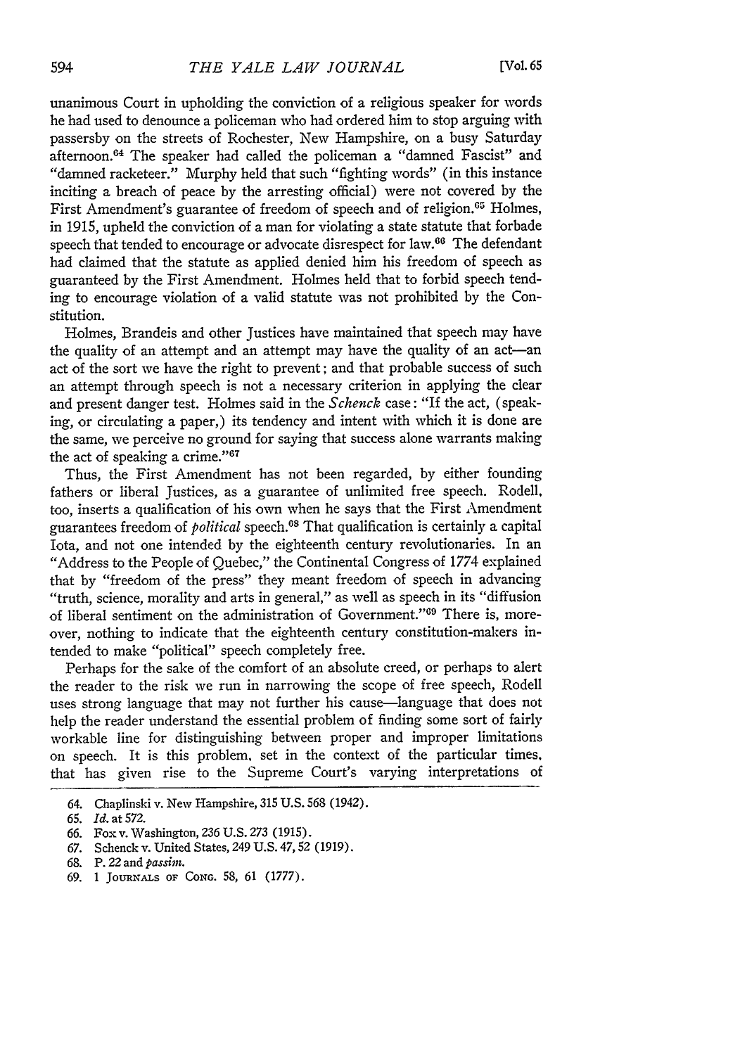unanimous Court in upholding the conviction of a religious speaker for words he had used to denounce a policeman who had ordered him to stop arguing with passersby on the streets of Rochester, New Hampshire, on a busy Saturday afternoon.[64] The speaker had called the policeman a "damned Fascist" and "damned racketeer." Murphy held that such "fighting words" (in this instance inciting a breach of peace by the arresting official) were not covered by the First Amendment's guarantee of freedom of speech and of religion.[65] Holmes, in 1915, upheld the conviction of a man for violating a state statute that forbade speech that tended to encourage or advocate disrespect for law.[66] The defendant had claimed that the statute as applied denied him his freedom of speech as guaranteed by the First Amendment. Holmes held that to forbid speech tending to encourage violation of a valid statute was not prohibited by the Constitution.

Holmes, Brandeis and other Justices have maintained that speech may have the quality of an attempt and an attempt may have the quality of an act—an act of the sort we have the right to prevent; and that probable success of such an attempt through speech is not a necessary criterion in applying the clear and present danger test. Holmes said in the *Schenck* case: "If the act, (speaking, or circulating a paper,) its tendency and intent with which it is done are the same, we perceive no ground for saying that success alone warrants making the act of speaking a crime."[67]

Thus, the First Amendment has not been regarded, by either founding fathers or liberal Justices, as a guarantee of unlimited free speech. Rodell, too, inserts a qualification of his own when he says that the First Amendment guarantees freedom of *political* speech.[68] That qualification is certainly a capital Iota, and not one intended by the eighteenth century revolutionaries. In an "Address to the People of Quebec," the Continental Congress of 1774 explained that by "freedom of the press" they meant freedom of speech in advancing "truth, science, morality and arts in general," as well as speech in its "diffusion of liberal sentiment on the administration of Government."[69] There is, moreover, nothing to indicate that the eighteenth century constitution-makers intended to make "political" speech completely free.

Perhaps for the sake of the comfort of an absolute creed, or perhaps to alert the reader to the risk we run in narrowing the scope of free speech, Rodell uses strong language that may not further his cause—language that does not help the reader understand the essential problem of finding some sort of fairly workable line for distinguishing between proper and improper limitations on speech. It is this problem, set in the context of the particular times, that has given rise to the Supreme Court's varying interpretations of

---

64. Chaplinski v. New Hampshire, 315 U.S. 568 (1942).

65. *Id.* at 572.

66. Fox v. Washington, 236 U.S. 273 (1915).

67. Schenck v. United States, 249 U.S. 47, 52 (1919).

68. P. 22 and *passim*.

69. 1 JOURNALS OF CONG. 58, 61 (1777).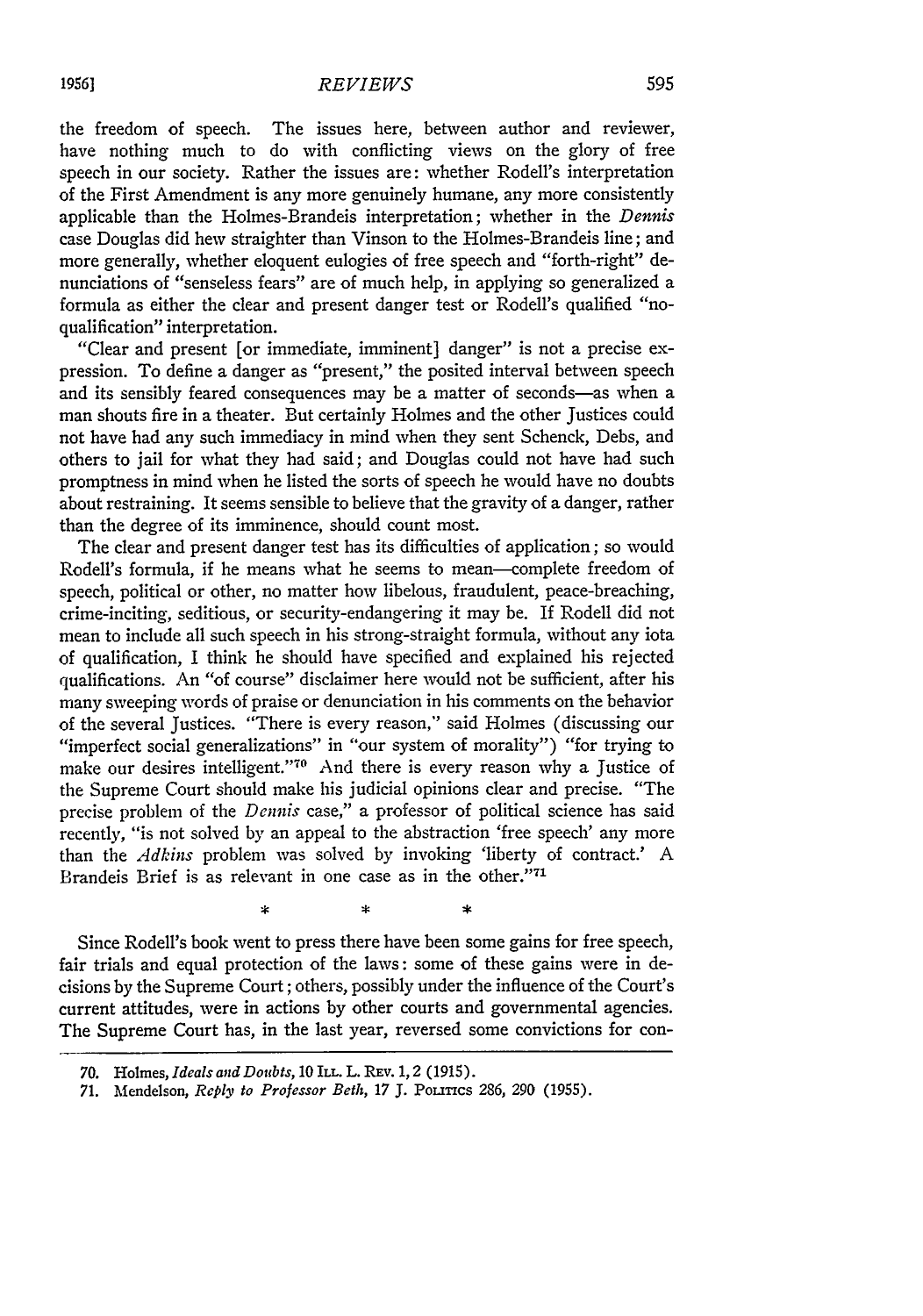the freedom of speech. The issues here, between author and reviewer, have nothing much to do with conflicting views on the glory of free speech in our society. Rather the issues are: whether Rodell's interpretation of the First Amendment is any more genuinely humane, any more consistently applicable than the Holmes-Brandeis interpretation; whether in the *Dennis* case Douglas did hew straighter than Vinson to the Holmes-Brandeis line; and more generally, whether eloquent eulogies of free speech and "forth-right" denunciations of "senseless fears" are of much help, in applying so generalized a formula as either the clear and present danger test or Rodell's qualified "no-qualification" interpretation.

"Clear and present [or immediate, imminent] danger" is not a precise expression. To define a danger as "present," the posited interval between speech and its sensibly feared consequences may be a matter of seconds—as when a man shouts fire in a theater. But certainly Holmes and the other Justices could not have had any such immediacy in mind when they sent Schenck, Debs, and others to jail for what they had said; and Douglas could not have had such promptness in mind when he listed the sorts of speech he would have no doubts about restraining. It seems sensible to believe that the gravity of a danger, rather than the degree of its imminence, should count most.

The clear and present danger test has its difficulties of application; so would Rodell's formula, if he means what he seems to mean—complete freedom of speech, political or other, no matter how libelous, fraudulent, peace-breaching, crime-inciting, seditious, or security-endangering it may be. If Rodell did not mean to include all such speech in his strong-straight formula, without any iota of qualification, I think he should have specified and explained his rejected qualifications. An "of course" disclaimer here would not be sufficient, after his many sweeping words of praise or denunciation in his comments on the behavior of the several Justices. "There is every reason," said Holmes (discussing our "imperfect social generalizations" in "our system of morality") "for trying to make our desires intelligent."[70] And there is every reason why a Justice of the Supreme Court should make his judicial opinions clear and precise. "The precise problem of the *Dennis* case," a professor of political science has said recently, "is not solved by an appeal to the abstraction 'free speech' any more than the *Adkins* problem was solved by invoking 'liberty of contract.' A Brandeis Brief is as relevant in one case as in the other."[71]

\* \* \*

Since Rodell's book went to press there have been some gains for free speech, fair trials and equal protection of the laws: some of these gains were in decisions by the Supreme Court; others, possibly under the influence of the Court's current attitudes, were in actions by other courts and governmental agencies. The Supreme Court has, in the last year, reversed some convictions for con-

70. Holmes, *Ideals and Doubts*, 10 ILL. L. REV. 1, 2 (1915).

71. Mendelson, *Reply to Professor Beth*, 17 J. POLITICS 286, 290 (1955).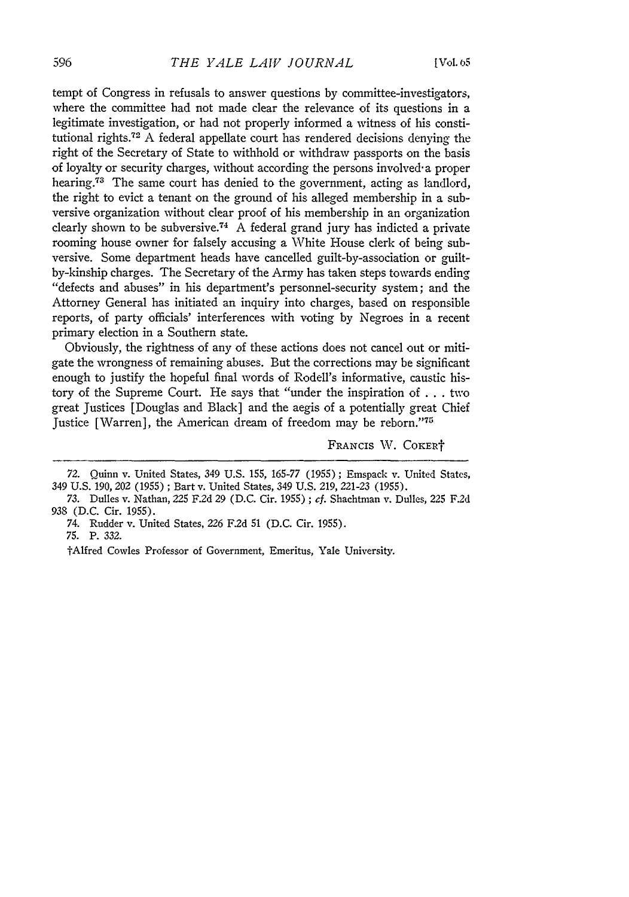tempt of Congress in refusals to answer questions by committee-investigators, where the committee had not made clear the relevance of its questions in a legitimate investigation, or had not properly informed a witness of his constitutional rights.[72] A federal appellate court has rendered decisions denying the right of the Secretary of State to withhold or withdraw passports on the basis of loyalty or security charges, without according the persons involved a proper hearing.[73] The same court has denied to the government, acting as landlord, the right to evict a tenant on the ground of his alleged membership in a subversive organization without clear proof of his membership in an organization clearly shown to be subversive.[74] A federal grand jury has indicted a private rooming house owner for falsely accusing a White House clerk of being subversive. Some department heads have cancelled guilt-by-association or guilt-by-kinship charges. The Secretary of the Army has taken steps towards ending "defects and abuses" in his department's personnel-security system; and the Attorney General has initiated an inquiry into charges, based on responsible reports, of party officials' interferences with voting by Negroes in a recent primary election in a Southern state.

Obviously, the rightness of any of these actions does not cancel out or mitigate the wrongness of remaining abuses. But the corrections may be significant enough to justify the hopeful final words of Rodell's informative, caustic history of the Supreme Court. He says that "under the inspiration of . . . two great Justices [Douglas and Black] and the aegis of a potentially great Chief Justice [Warren], the American dream of freedom may be reborn."[75]

FRANCIS W. COKER†

---

72. Quinn v. United States, 349 U.S. 155, 165-77 (1955); Emspack v. United States, 349 U.S. 190, 202 (1955); Bart v. United States, 349 U.S. 219, 221-23 (1955).

73. Dulles v. Nathan, 225 F.2d 29 (D.C. Cir. 1955); *cf.* Shachtman v. Dulles, 225 F.2d 938 (D.C. Cir. 1955).

74. Rudder v. United States, 226 F.2d 51 (D.C. Cir. 1955).

75. P. 332.

†Alfred Cowles Professor of Government, Emeritus, Yale University.